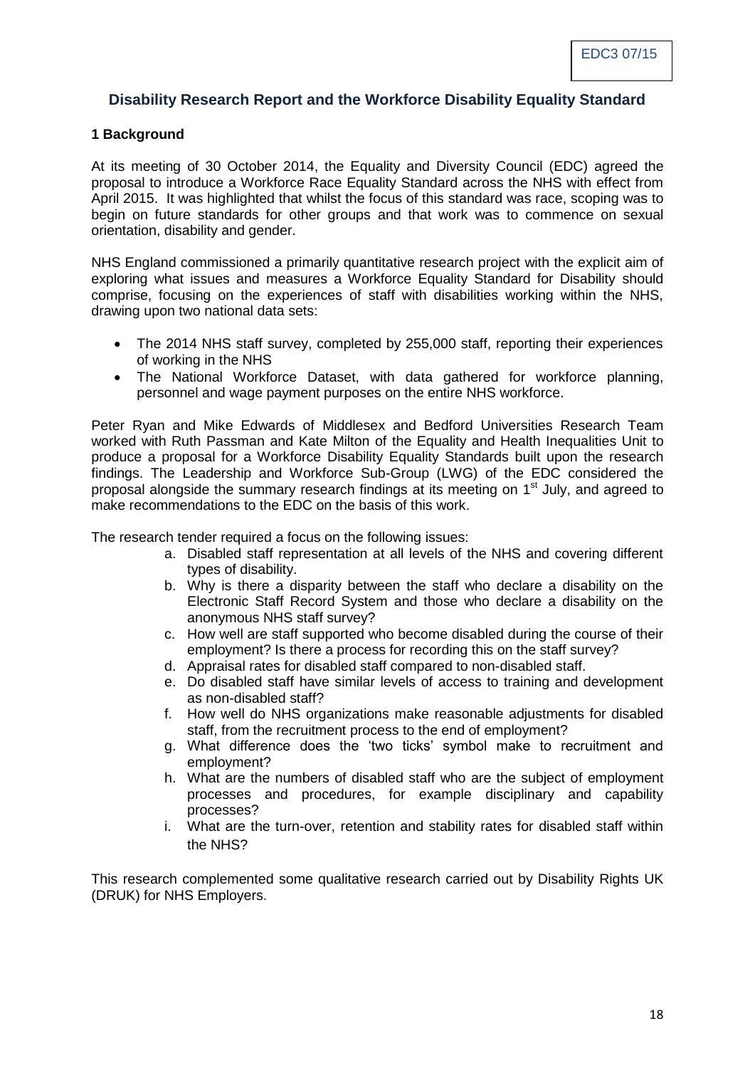EDC3 07/15

## Disability Research Report and the Workforce Disability Equality Standard

### 1 Background

At its meeting of 30 October 2014, the Equality and Diversity Council (EDC) agreed the proposal to introduce a Workforce Race Equality Standard across the NHS with effect from April 2015. It was highlighted that whilst the focus of this standard was race, scoping was to begin on future standards for other groups and that work was to commence on sexual orientation, disability and gender.

NHS England commissioned a primarily quantitative research project with the explicit aim of exploring what issues and measures a Workforce Equality Standard for Disability should comprise, focusing on the experiences of staff with disabilities working within the NHS, drawing upon two national data sets:

- The 2014 NHS staff survey, completed by 255,000 staff, reporting their experiences of working in the NHS
- The National Workforce Dataset, with data gathered for workforce planning, personnel and wage payment purposes on the entire NHS workforce.

Peter Ryan and Mike Edwards of Middlesex and Bedford Universities Research Team worked with Ruth Passman and Kate Milton of the Equality and Health Inequalities Unit to produce a proposal for a Workforce Disability Equality Standards built upon the research findings. The Leadership and Workforce Sub-Group (LWG) of the EDC considered the proposal alongside the summary research findings at its meeting on 1st July, and agreed to make recommendations to the EDC on the basis of this work.

The research tender required a focus on the following issues:

a. Disabled staff representation at all levels of the NHS and covering different types of disability.
b. Why is there a disparity between the staff who declare a disability on the Electronic Staff Record System and those who declare a disability on the anonymous NHS staff survey?
c. How well are staff supported who become disabled during the course of their employment? Is there a process for recording this on the staff survey?
d. Appraisal rates for disabled staff compared to non-disabled staff.
e. Do disabled staff have similar levels of access to training and development as non-disabled staff?
f. How well do NHS organizations make reasonable adjustments for disabled staff, from the recruitment process to the end of employment?
g. What difference does the 'two ticks' symbol make to recruitment and employment?
h. What are the numbers of disabled staff who are the subject of employment processes and procedures, for example disciplinary and capability processes?
i. What are the turn-over, retention and stability rates for disabled staff within the NHS?

This research complemented some qualitative research carried out by Disability Rights UK (DRUK) for NHS Employers.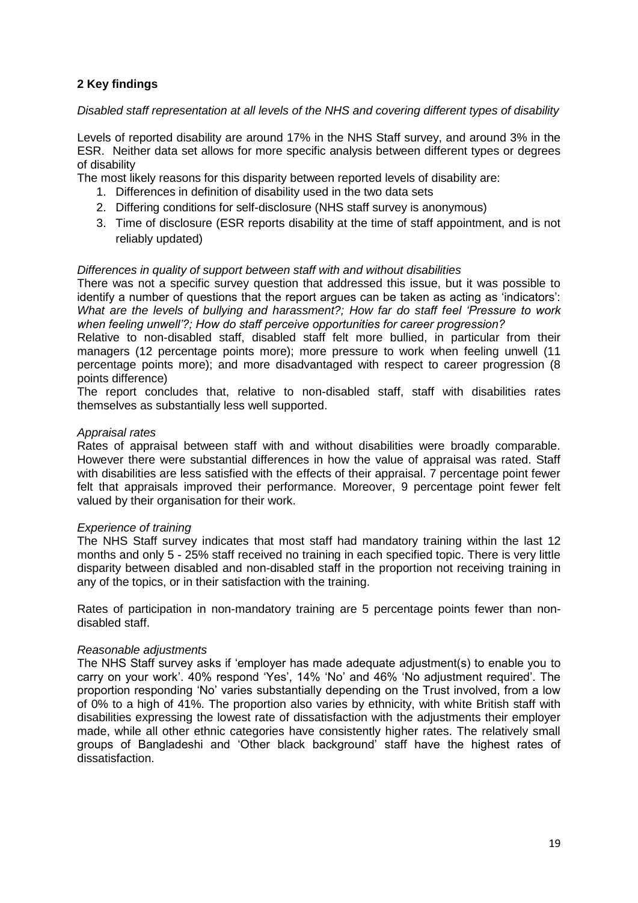## 2 Key findings

*Disabled staff representation at all levels of the NHS and covering different types of disability*

Levels of reported disability are around 17% in the NHS Staff survey, and around 3% in the ESR. Neither data set allows for more specific analysis between different types or degrees of disability

The most likely reasons for this disparity between reported levels of disability are:

1. Differences in definition of disability used in the two data sets
2. Differing conditions for self-disclosure (NHS staff survey is anonymous)
3. Time of disclosure (ESR reports disability at the time of staff appointment, and is not reliably updated)

*Differences in quality of support between staff with and without disabilities*

There was not a specific survey question that addressed this issue, but it was possible to identify a number of questions that the report argues can be taken as acting as 'indicators': *What are the levels of bullying and harassment?; How far do staff feel 'Pressure to work when feeling unwell'?; How do staff perceive opportunities for career progression?*

Relative to non-disabled staff, disabled staff felt more bullied, in particular from their managers (12 percentage points more); more pressure to work when feeling unwell (11 percentage points more); and more disadvantaged with respect to career progression (8 points difference)

The report concludes that, relative to non-disabled staff, staff with disabilities rates themselves as substantially less well supported.

*Appraisal rates*

Rates of appraisal between staff with and without disabilities were broadly comparable. However there were substantial differences in how the value of appraisal was rated. Staff with disabilities are less satisfied with the effects of their appraisal. 7 percentage point fewer felt that appraisals improved their performance. Moreover, 9 percentage point fewer felt valued by their organisation for their work.

*Experience of training*

The NHS Staff survey indicates that most staff had mandatory training within the last 12 months and only 5 - 25% staff received no training in each specified topic. There is very little disparity between disabled and non-disabled staff in the proportion not receiving training in any of the topics, or in their satisfaction with the training.

Rates of participation in non-mandatory training are 5 percentage points fewer than non-disabled staff.

*Reasonable adjustments*

The NHS Staff survey asks if 'employer has made adequate adjustment(s) to enable you to carry on your work'. 40% respond 'Yes', 14% 'No' and 46% 'No adjustment required'. The proportion responding 'No' varies substantially depending on the Trust involved, from a low of 0% to a high of 41%. The proportion also varies by ethnicity, with white British staff with disabilities expressing the lowest rate of dissatisfaction with the adjustments their employer made, while all other ethnic categories have consistently higher rates. The relatively small groups of Bangladeshi and 'Other black background' staff have the highest rates of dissatisfaction.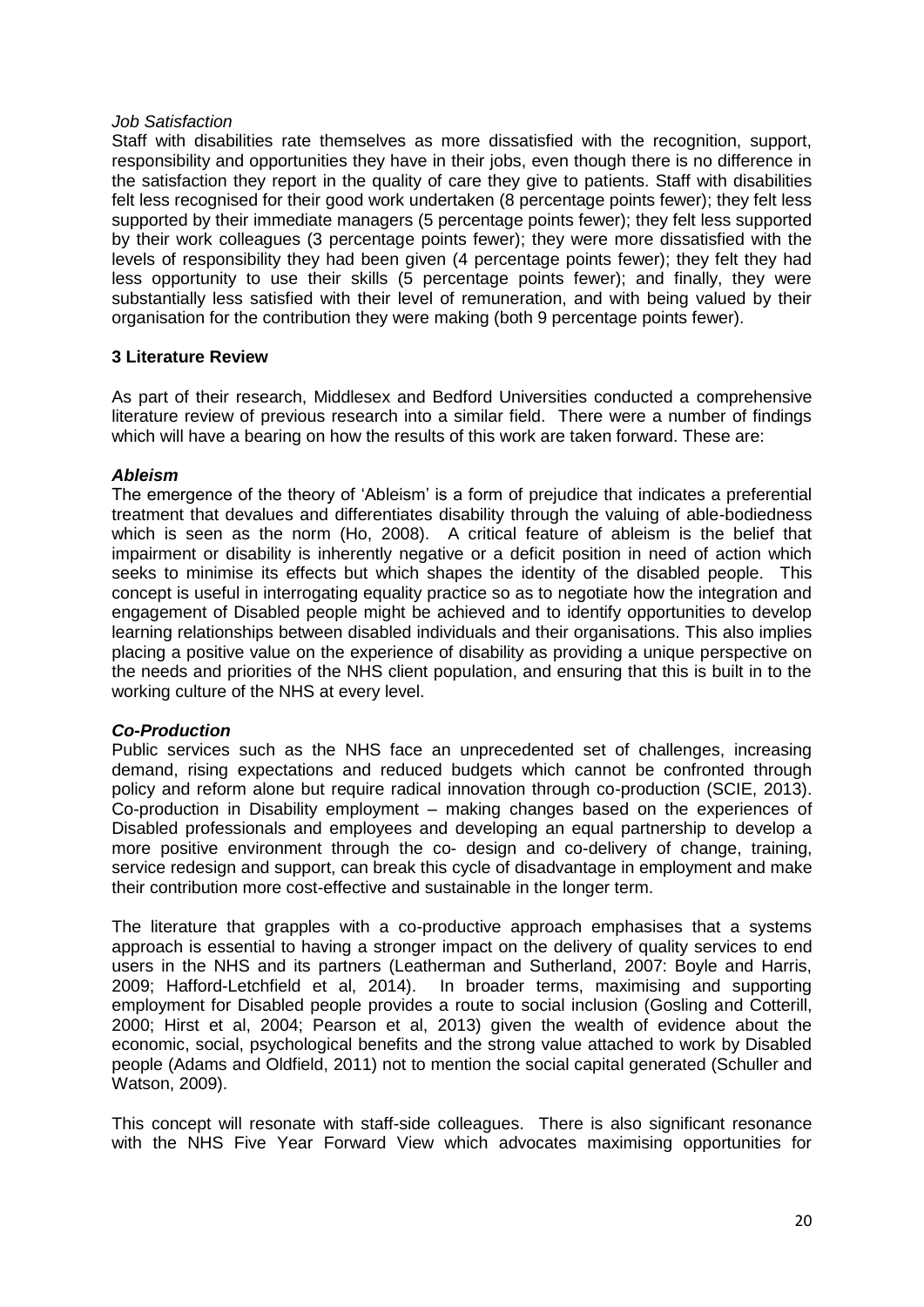*Job Satisfaction*

Staff with disabilities rate themselves as more dissatisfied with the recognition, support, responsibility and opportunities they have in their jobs, even though there is no difference in the satisfaction they report in the quality of care they give to patients. Staff with disabilities felt less recognised for their good work undertaken (8 percentage points fewer); they felt less supported by their immediate managers (5 percentage points fewer); they felt less supported by their work colleagues (3 percentage points fewer); they were more dissatisfied with the levels of responsibility they had been given (4 percentage points fewer); they felt they had less opportunity to use their skills (5 percentage points fewer); and finally, they were substantially less satisfied with their level of remuneration, and with being valued by their organisation for the contribution they were making (both 9 percentage points fewer).

## 3 Literature Review

As part of their research, Middlesex and Bedford Universities conducted a comprehensive literature review of previous research into a similar field. There were a number of findings which will have a bearing on how the results of this work are taken forward. These are:

***Ableism***

The emergence of the theory of 'Ableism' is a form of prejudice that indicates a preferential treatment that devalues and differentiates disability through the valuing of able-bodiedness which is seen as the norm (Ho, 2008). A critical feature of ableism is the belief that impairment or disability is inherently negative or a deficit position in need of action which seeks to minimise its effects but which shapes the identity of the disabled people. This concept is useful in interrogating equality practice so as to negotiate how the integration and engagement of Disabled people might be achieved and to identify opportunities to develop learning relationships between disabled individuals and their organisations. This also implies placing a positive value on the experience of disability as providing a unique perspective on the needs and priorities of the NHS client population, and ensuring that this is built in to the working culture of the NHS at every level.

***Co-Production***

Public services such as the NHS face an unprecedented set of challenges, increasing demand, rising expectations and reduced budgets which cannot be confronted through policy and reform alone but require radical innovation through co-production (SCIE, 2013). Co-production in Disability employment – making changes based on the experiences of Disabled professionals and employees and developing an equal partnership to develop a more positive environment through the co- design and co-delivery of change, training, service redesign and support, can break this cycle of disadvantage in employment and make their contribution more cost-effective and sustainable in the longer term.

The literature that grapples with a co-productive approach emphasises that a systems approach is essential to having a stronger impact on the delivery of quality services to end users in the NHS and its partners (Leatherman and Sutherland, 2007: Boyle and Harris, 2009; Hafford-Letchfield et al, 2014). In broader terms, maximising and supporting employment for Disabled people provides a route to social inclusion (Gosling and Cotterill, 2000; Hirst et al, 2004; Pearson et al, 2013) given the wealth of evidence about the economic, social, psychological benefits and the strong value attached to work by Disabled people (Adams and Oldfield, 2011) not to mention the social capital generated (Schuller and Watson, 2009).

This concept will resonate with staff-side colleagues. There is also significant resonance with the NHS Five Year Forward View which advocates maximising opportunities for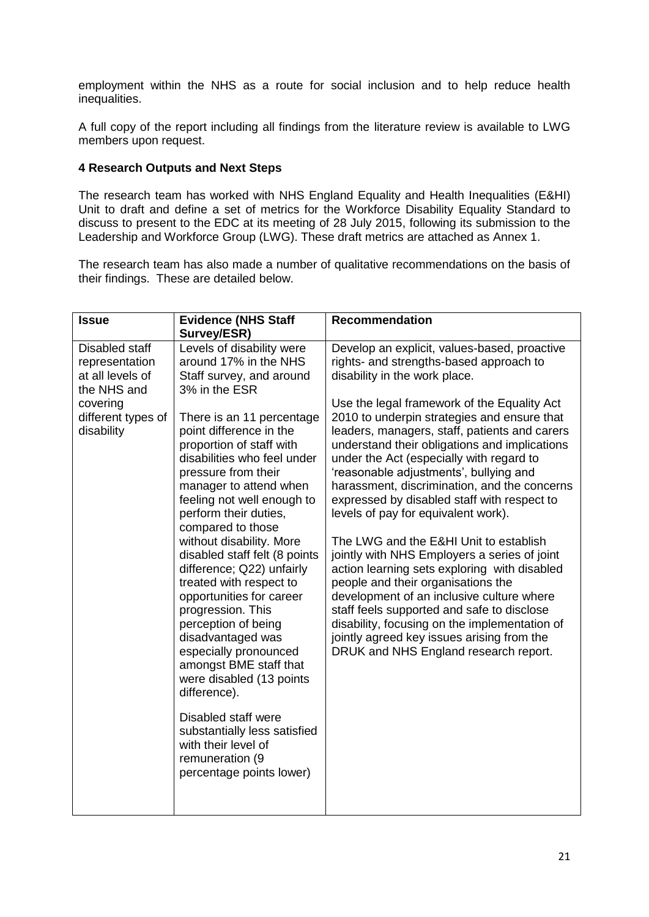employment within the NHS as a route for social inclusion and to help reduce health inequalities.

A full copy of the report including all findings from the literature review is available to LWG members upon request.

**4 Research Outputs and Next Steps**

The research team has worked with NHS England Equality and Health Inequalities (E&HI) Unit to draft and define a set of metrics for the Workforce Disability Equality Standard to discuss to present to the EDC at its meeting of 28 July 2015, following its submission to the Leadership and Workforce Group (LWG). These draft metrics are attached as Annex 1.

The research team has also made a number of qualitative recommendations on the basis of their findings. These are detailed below.

| Issue | Evidence (NHS Staff Survey/ESR) | Recommendation |
| --- | --- | --- |
| Disabled staff representation at all levels of the NHS and covering different types of disability | Levels of disability were around 17% in the NHS Staff survey, and around 3% in the ESR<br><br>There is an 11 percentage point difference in the proportion of staff with disabilities who feel under pressure from their manager to attend when feeling not well enough to perform their duties, compared to those without disability. More disabled staff felt (8 points difference; Q22) unfairly treated with respect to opportunities for career progression. This perception of being disadvantaged was especially pronounced amongst BME staff that were disabled (13 points difference).<br><br>Disabled staff were substantially less satisfied with their level of remuneration (9 percentage points lower) | Develop an explicit, values-based, proactive rights- and strengths-based approach to disability in the work place.<br><br>Use the legal framework of the Equality Act 2010 to underpin strategies and ensure that leaders, managers, staff, patients and carers understand their obligations and implications under the Act (especially with regard to 'reasonable adjustments', bullying and harassment, discrimination, and the concerns expressed by disabled staff with respect to levels of pay for equivalent work).<br><br>The LWG and the E&HI Unit to establish jointly with NHS Employers a series of joint action learning sets exploring with disabled people and their organisations the development of an inclusive culture where staff feels supported and safe to disclose disability, focusing on the implementation of jointly agreed key issues arising from the DRUK and NHS England research report. |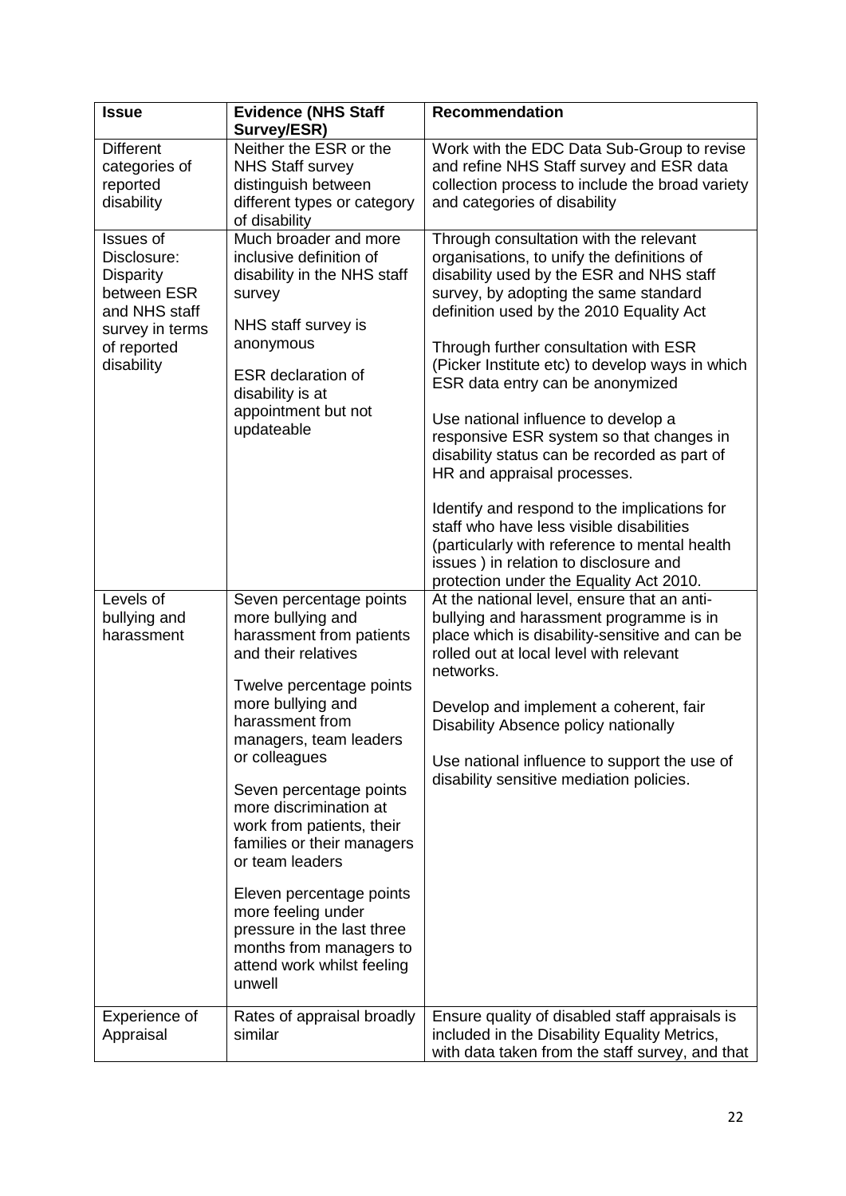| Issue | Evidence (NHS Staff Survey/ESR) | Recommendation |
| --- | --- | --- |
| Different categories of reported disability | Neither the ESR or the NHS Staff survey distinguish between different types or category of disability | Work with the EDC Data Sub-Group to revise and refine NHS Staff survey and ESR data collection process to include the broad variety and categories of disability |
| Issues of Disclosure: Disparity between ESR and NHS staff survey in terms of reported disability | Much broader and more inclusive definition of disability in the NHS staff survey<br><br>NHS staff survey is anonymous<br><br>ESR declaration of disability is at appointment but not updateable | Through consultation with the relevant organisations, to unify the definitions of disability used by the ESR and NHS staff survey, by adopting the same standard definition used by the 2010 Equality Act<br><br>Through further consultation with ESR (Picker Institute etc) to develop ways in which ESR data entry can be anonymized<br><br>Use national influence to develop a responsive ESR system so that changes in disability status can be recorded as part of HR and appraisal processes.<br><br>Identify and respond to the implications for staff who have less visible disabilities (particularly with reference to mental health issues ) in relation to disclosure and protection under the Equality Act 2010. |
| Levels of bullying and harassment | Seven percentage points more bullying and harassment from patients and their relatives<br><br>Twelve percentage points more bullying and harassment from managers, team leaders or colleagues<br><br>Seven percentage points more discrimination at work from patients, their families or their managers or team leaders<br><br>Eleven percentage points more feeling under pressure in the last three months from managers to attend work whilst feeling unwell | At the national level, ensure that an anti-bullying and harassment programme is in place which is disability-sensitive and can be rolled out at local level with relevant networks.<br><br>Develop and implement a coherent, fair Disability Absence policy nationally<br><br>Use national influence to support the use of disability sensitive mediation policies. |
| Experience of Appraisal | Rates of appraisal broadly similar | Ensure quality of disabled staff appraisals is included in the Disability Equality Metrics, with data taken from the staff survey, and that |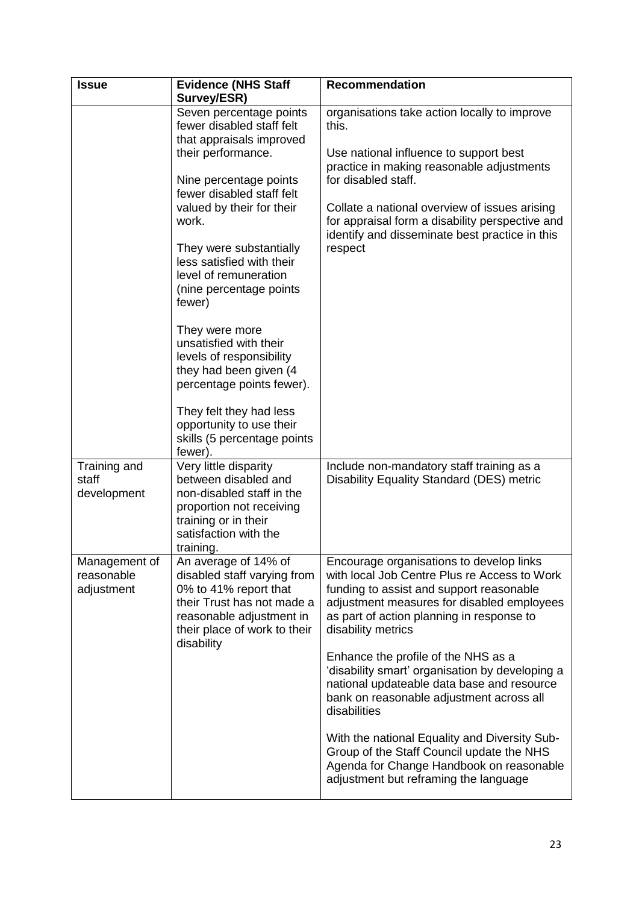| Issue | Evidence (NHS Staff Survey/ESR) | Recommendation |
|---|---|---|
| | Seven percentage points fewer disabled staff felt that appraisals improved their performance.<br><br>Nine percentage points fewer disabled staff felt valued by their for their work.<br><br>They were substantially less satisfied with their level of remuneration (nine percentage points fewer)<br><br>They were more unsatisfied with their levels of responsibility they had been given (4 percentage points fewer).<br><br>They felt they had less opportunity to use their skills (5 percentage points fewer). | organisations take action locally to improve this.<br><br>Use national influence to support best practice in making reasonable adjustments for disabled staff.<br><br>Collate a national overview of issues arising for appraisal form a disability perspective and identify and disseminate best practice in this respect |
| Training and staff development | Very little disparity between disabled and non-disabled staff in the proportion not receiving training or in their satisfaction with the training. | Include non-mandatory staff training as a Disability Equality Standard (DES) metric |
| Management of reasonable adjustment | An average of 14% of disabled staff varying from 0% to 41% report that their Trust has not made a reasonable adjustment in their place of work to their disability | Encourage organisations to develop links with local Job Centre Plus re Access to Work funding to assist and support reasonable adjustment measures for disabled employees as part of action planning in response to disability metrics<br><br>Enhance the profile of the NHS as a 'disability smart' organisation by developing a national updateable data base and resource bank on reasonable adjustment across all disabilities<br><br>With the national Equality and Diversity Sub-Group of the Staff Council update the NHS Agenda for Change Handbook on reasonable adjustment but reframing the language |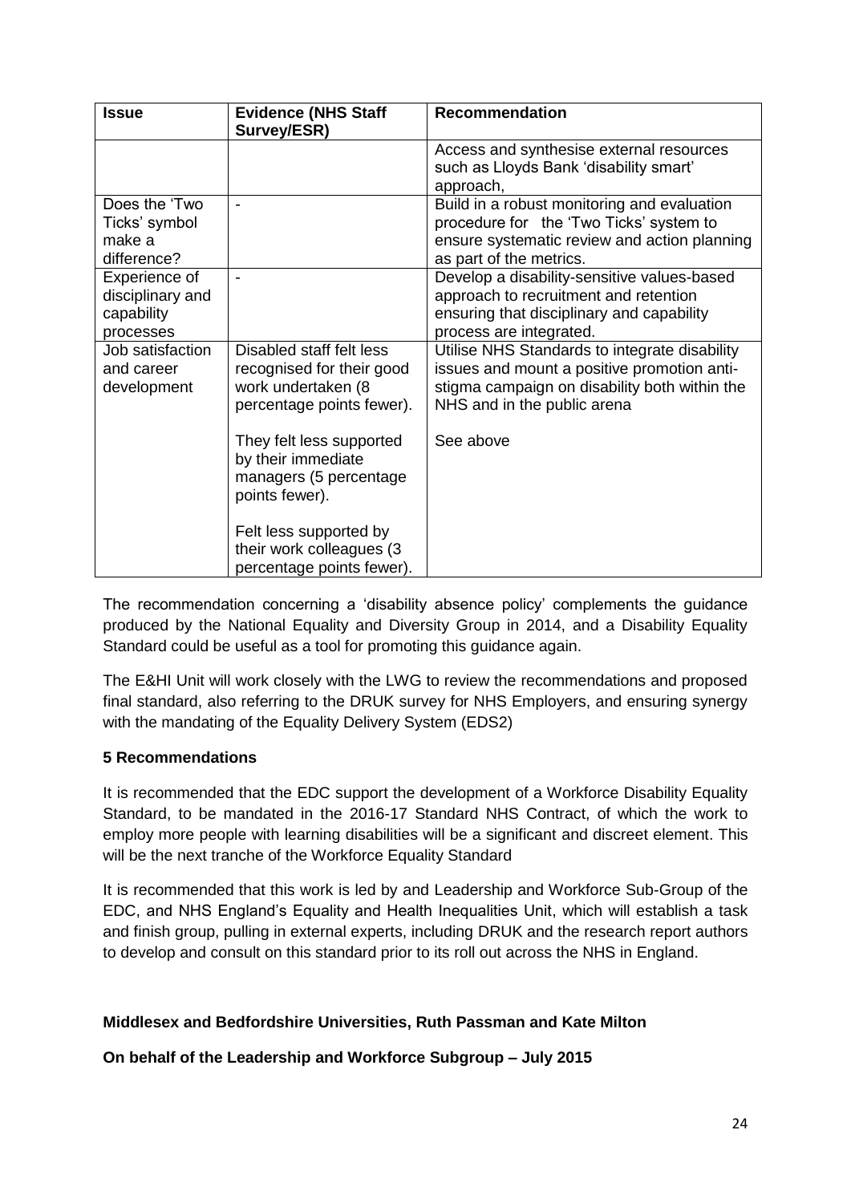| Issue | Evidence (NHS Staff Survey/ESR) | Recommendation |
|---|---|---|
| | | Access and synthesise external resources such as Lloyds Bank 'disability smart' approach, |
| Does the 'Two Ticks' symbol make a difference? | - | Build in a robust monitoring and evaluation procedure for the 'Two Ticks' system to ensure systematic review and action planning as part of the metrics. |
| Experience of disciplinary and capability processes | - | Develop a disability-sensitive values-based approach to recruitment and retention ensuring that disciplinary and capability process are integrated. |
| Job satisfaction and career development | Disabled staff felt less recognised for their good work undertaken (8 percentage points fewer).<br><br>They felt less supported by their immediate managers (5 percentage points fewer).<br><br>Felt less supported by their work colleagues (3 percentage points fewer). | Utilise NHS Standards to integrate disability issues and mount a positive promotion anti-stigma campaign on disability both within the NHS and in the public arena<br><br>See above |

The recommendation concerning a 'disability absence policy' complements the guidance produced by the National Equality and Diversity Group in 2014, and a Disability Equality Standard could be useful as a tool for promoting this guidance again.

The E&HI Unit will work closely with the LWG to review the recommendations and proposed final standard, also referring to the DRUK survey for NHS Employers, and ensuring synergy with the mandating of the Equality Delivery System (EDS2)

**5 Recommendations**

It is recommended that the EDC support the development of a Workforce Disability Equality Standard, to be mandated in the 2016-17 Standard NHS Contract, of which the work to employ more people with learning disabilities will be a significant and discreet element. This will be the next tranche of the Workforce Equality Standard

It is recommended that this work is led by and Leadership and Workforce Sub-Group of the EDC, and NHS England's Equality and Health Inequalities Unit, which will establish a task and finish group, pulling in external experts, including DRUK and the research report authors to develop and consult on this standard prior to its roll out across the NHS in England.

**Middlesex and Bedfordshire Universities, Ruth Passman and Kate Milton**

**On behalf of the Leadership and Workforce Subgroup – July 2015**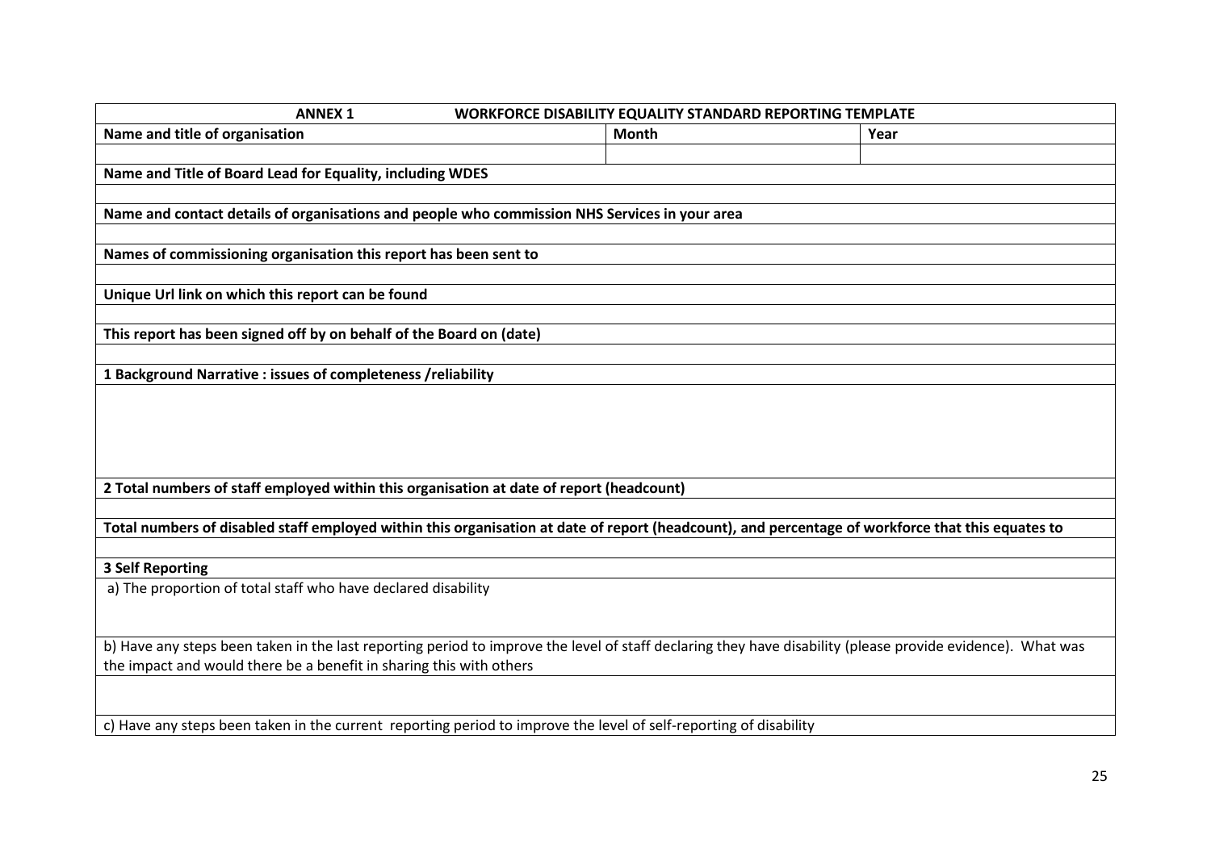| ANNEX 1 WORKFORCE DISABILITY EQUALITY STANDARD REPORTING TEMPLATE | | |
|---|---|---|
| **Name and title of organisation** | **Month** | **Year** |
| | | |
| **Name and Title of Board Lead for Equality, including WDES** | | |
| | | |
| **Name and contact details of organisations and people who commission NHS Services in your area** | | |
| | | |
| **Names of commissioning organisation this report has been sent to** | | |
| | | |
| **Unique Url link on which this report can be found** | | |
| | | |
| **This report has been signed off by on behalf of the Board on (date)** | | |
| | | |
| **1 Background Narrative : issues of completeness /reliability** | | |
| | | |
| **2 Total numbers of staff employed within this organisation at date of report (headcount)** | | |
| | | |
| **Total numbers of disabled staff employed within this organisation at date of report (headcount), and percentage of workforce that this equates to** | | |
| | | |
| **3 Self Reporting** | | |
| a) The proportion of total staff who have declared disability | | |
| b) Have any steps been taken in the last reporting period to improve the level of staff declaring they have disability (please provide evidence). What was the impact and would there be a benefit in sharing this with others | | |
| | | |
| c) Have any steps been taken in the current reporting period to improve the level of self-reporting of disability | | |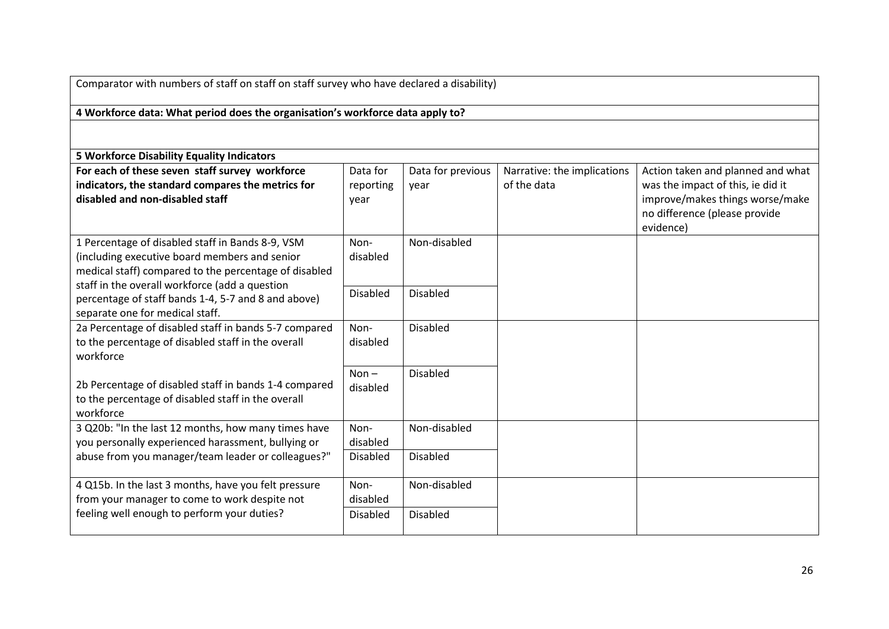| Comparator with numbers of staff on staff on staff survey who have declared a disability) |
|---|

| **4 Workforce data: What period does the organisation's workforce data apply to?** |
|---|
| |

**5 Workforce Disability Equality Indicators**

| **For each of these seven staff survey workforce indicators, the standard compares the metrics for disabled and non-disabled staff** | Data for reporting year | Data for previous year | Narrative: the implications of the data | Action taken and planned and what was the impact of this, ie did it improve/makes things worse/make no difference (please provide evidence) |
|---|---|---|---|---|
| 1 Percentage of disabled staff in Bands 8-9, VSM (including executive board members and senior medical staff) compared to the percentage of disabled staff in the overall workforce (add a question percentage of staff bands 1-4, 5-7 and 8 and above) separate one for medical staff. | Non-disabled | Non-disabled | | |
| | Disabled | Disabled | | |
| 2a Percentage of disabled staff in bands 5-7 compared to the percentage of disabled staff in the overall workforce | Non-disabled | Disabled | | |
| 2b Percentage of disabled staff in bands 1-4 compared to the percentage of disabled staff in the overall workforce | Non – disabled | Disabled | | |
| 3 Q20b: "In the last 12 months, how many times have you personally experienced harassment, bullying or abuse from you manager/team leader or colleagues?" | Non-disabled | Non-disabled | | |
| | Disabled | Disabled | | |
| 4 Q15b. In the last 3 months, have you felt pressure from your manager to come to work despite not feeling well enough to perform your duties? | Non-disabled | Non-disabled | | |
| | Disabled | Disabled | | |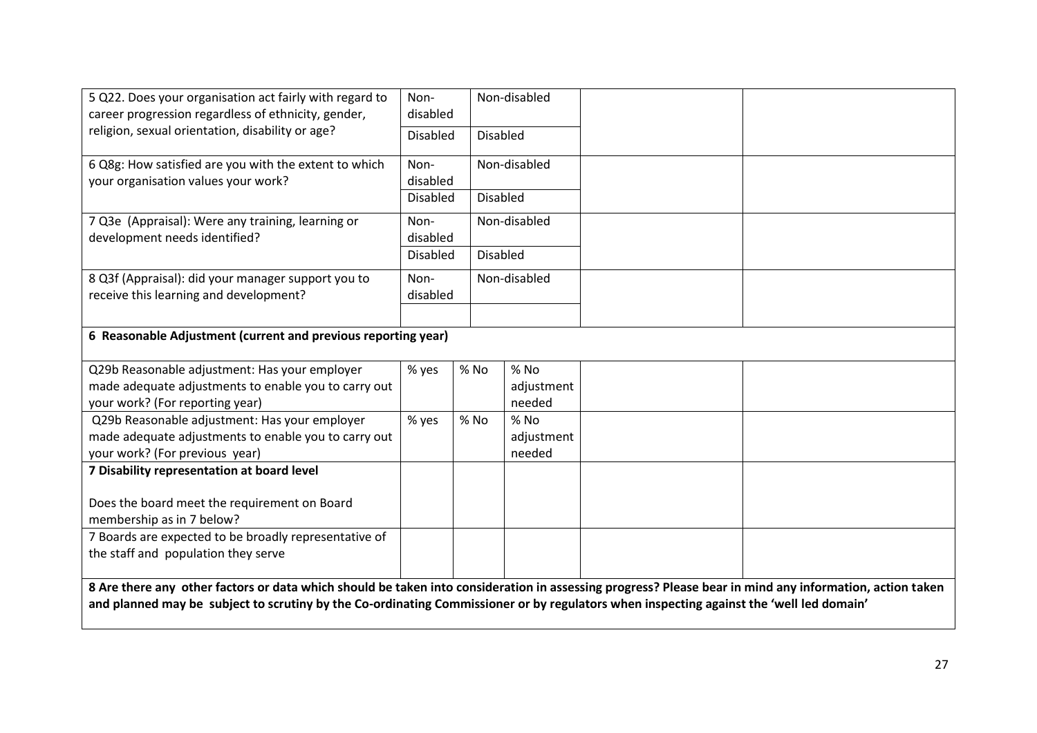| | | | | | |
|---|---|---|---|---|---|
| 5 Q22. Does your organisation act fairly with regard to career progression regardless of ethnicity, gender, religion, sexual orientation, disability or age? | Non-disabled | Non-disabled | | | |
| | Disabled | Disabled | | | |
| 6 Q8g: How satisfied are you with the extent to which your organisation values your work? | Non-disabled | Non-disabled | | | |
| | Disabled | Disabled | | | |
| 7 Q3e (Appraisal): Were any training, learning or development needs identified? | Non-disabled | Non-disabled | | | |
| | Disabled | Disabled | | | |
| 8 Q3f (Appraisal): did your manager support you to receive this learning and development? | Non-disabled | Non-disabled | | | |
| | | | | | |
| **6 Reasonable Adjustment (current and previous reporting year)** | | | | | |
| Q29b Reasonable adjustment: Has your employer made adequate adjustments to enable you to carry out your work? (For reporting year) | % yes | % No | % No adjustment needed | | |
| Q29b Reasonable adjustment: Has your employer made adequate adjustments to enable you to carry out your work? (For previous year) | % yes | % No | % No adjustment needed | | |
| **7 Disability representation at board level**<br><br>Does the board meet the requirement on Board membership as in 7 below? | | | | | |
| 7 Boards are expected to be broadly representative of the staff and population they serve | | | | | |
| **8 Are there any other factors or data which should be taken into consideration in assessing progress? Please bear in mind any information, action taken and planned may be subject to scrutiny by the Co-ordinating Commissioner or by regulators when inspecting against the 'well led domain'** | | | | | |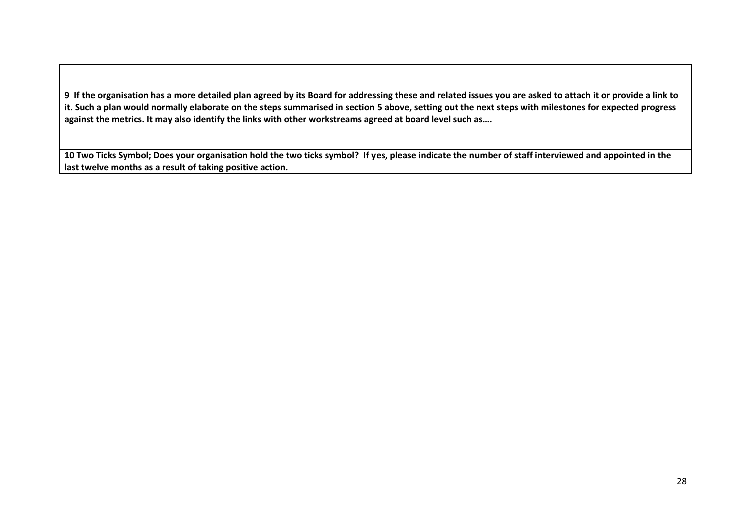| |
|---|
| |
| **9 If the organisation has a more detailed plan agreed by its Board for addressing these and related issues you are asked to attach it or provide a link to it. Such a plan would normally elaborate on the steps summarised in section 5 above, setting out the next steps with milestones for expected progress against the metrics. It may also identify the links with other workstreams agreed at board level such as….** |
| **10 Two Ticks Symbol; Does your organisation hold the two ticks symbol? If yes, please indicate the number of staff interviewed and appointed in the last twelve months as a result of taking positive action.** |